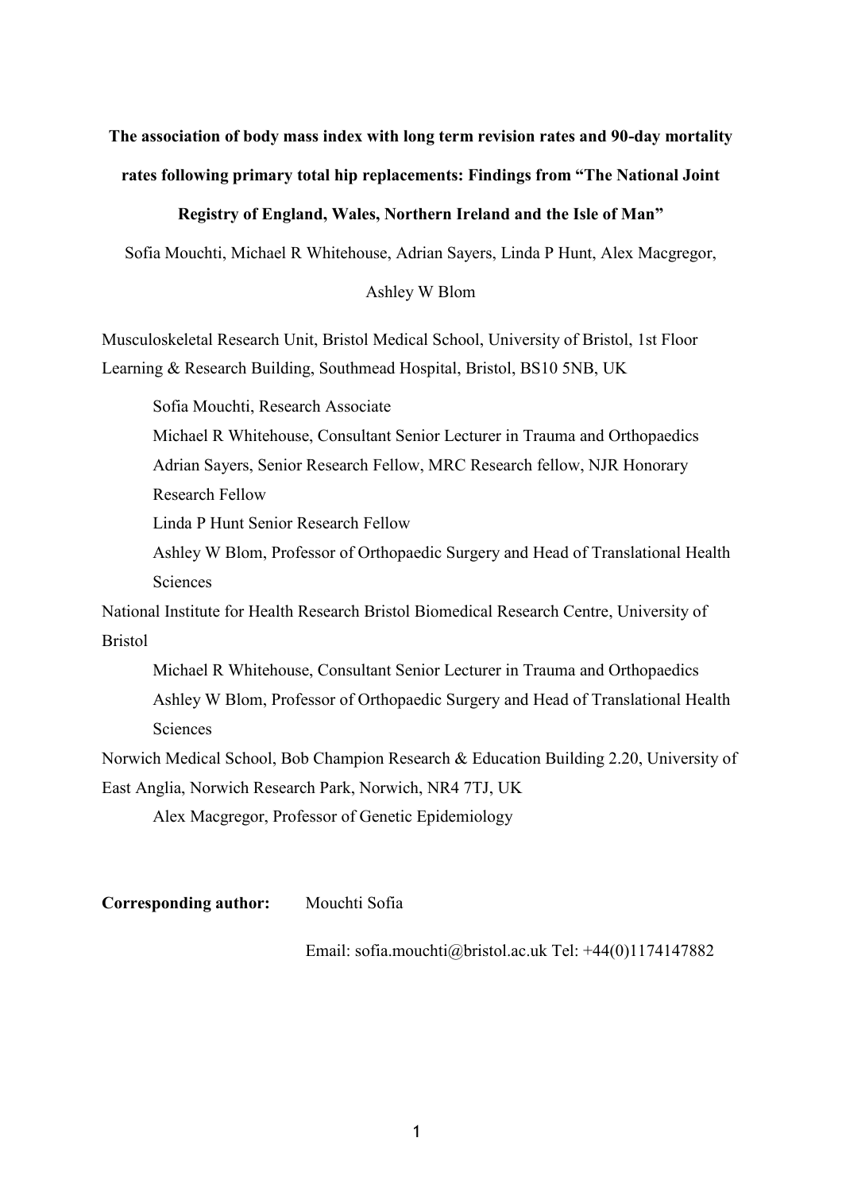# The association of body mass index with long term revision rates and 90-day mortality rates following primary total hip replacements: Findings from "The National Joint Registry of England, Wales, Northern Ireland and the Isle of Man"

Sofia Mouchti, Michael R Whitehouse, Adrian Sayers, Linda P Hunt, Alex Macgregor, Ashley W Blom

Musculoskeletal Research Unit, Bristol Medical School, University of Bristol, 1st Floor Learning & Research Building, Southmead Hospital, Bristol, BS10 5NB, UK

Sofia Mouchti, Research Associate
Michael R Whitehouse, Consultant Senior Lecturer in Trauma and Orthopaedics
Adrian Sayers, Senior Research Fellow, MRC Research fellow, NJR Honorary Research Fellow
Linda P Hunt Senior Research Fellow
Ashley W Blom, Professor of Orthopaedic Surgery and Head of Translational Health Sciences

National Institute for Health Research Bristol Biomedical Research Centre, University of Bristol

Michael R Whitehouse, Consultant Senior Lecturer in Trauma and Orthopaedics
Ashley W Blom, Professor of Orthopaedic Surgery and Head of Translational Health Sciences

Norwich Medical School, Bob Champion Research & Education Building 2.20, University of East Anglia, Norwich Research Park, Norwich, NR4 7TJ, UK

Alex Macgregor, Professor of Genetic Epidemiology

**Corresponding author:** Mouchti Sofia

Email: sofia.mouchti@bristol.ac.uk Tel: +44(0)1174147882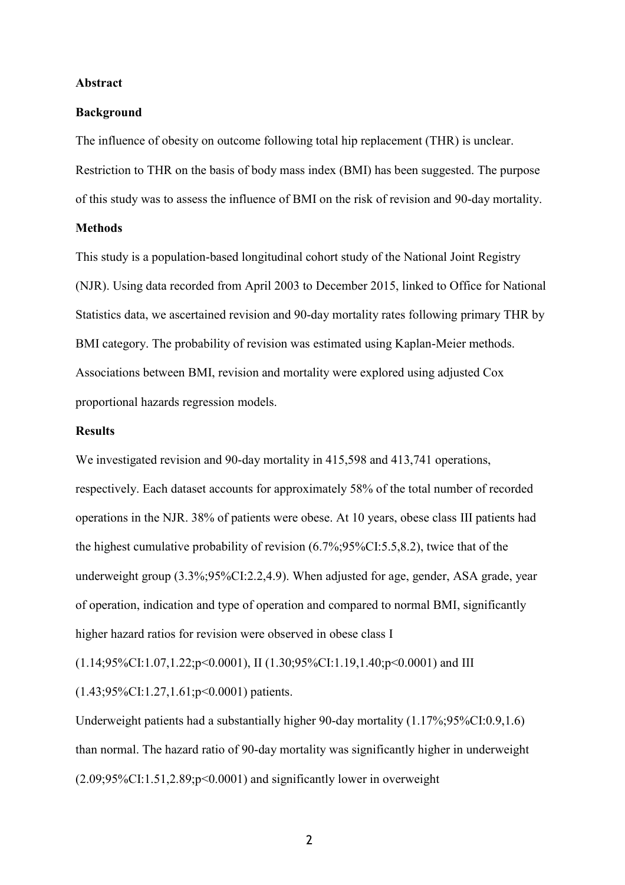## Abstract

### Background

The influence of obesity on outcome following total hip replacement (THR) is unclear. Restriction to THR on the basis of body mass index (BMI) has been suggested. The purpose of this study was to assess the influence of BMI on the risk of revision and 90-day mortality.

### Methods

This study is a population-based longitudinal cohort study of the National Joint Registry (NJR). Using data recorded from April 2003 to December 2015, linked to Office for National Statistics data, we ascertained revision and 90-day mortality rates following primary THR by BMI category. The probability of revision was estimated using Kaplan-Meier methods. Associations between BMI, revision and mortality were explored using adjusted Cox proportional hazards regression models.

### Results

We investigated revision and 90-day mortality in 415,598 and 413,741 operations, respectively. Each dataset accounts for approximately 58% of the total number of recorded operations in the NJR. 38% of patients were obese. At 10 years, obese class III patients had the highest cumulative probability of revision (6.7%;95%CI:5.5,8.2), twice that of the underweight group (3.3%;95%CI:2.2,4.9). When adjusted for age, gender, ASA grade, year of operation, indication and type of operation and compared to normal BMI, significantly higher hazard ratios for revision were observed in obese class I (1.14;95%CI:1.07,1.22;p<0.0001), II (1.30;95%CI:1.19,1.40;p<0.0001) and III (1.43;95%CI:1.27,1.61;p<0.0001) patients.

Underweight patients had a substantially higher 90-day mortality (1.17%;95%CI:0.9,1.6) than normal. The hazard ratio of 90-day mortality was significantly higher in underweight (2.09;95%CI:1.51,2.89;p<0.0001) and significantly lower in overweight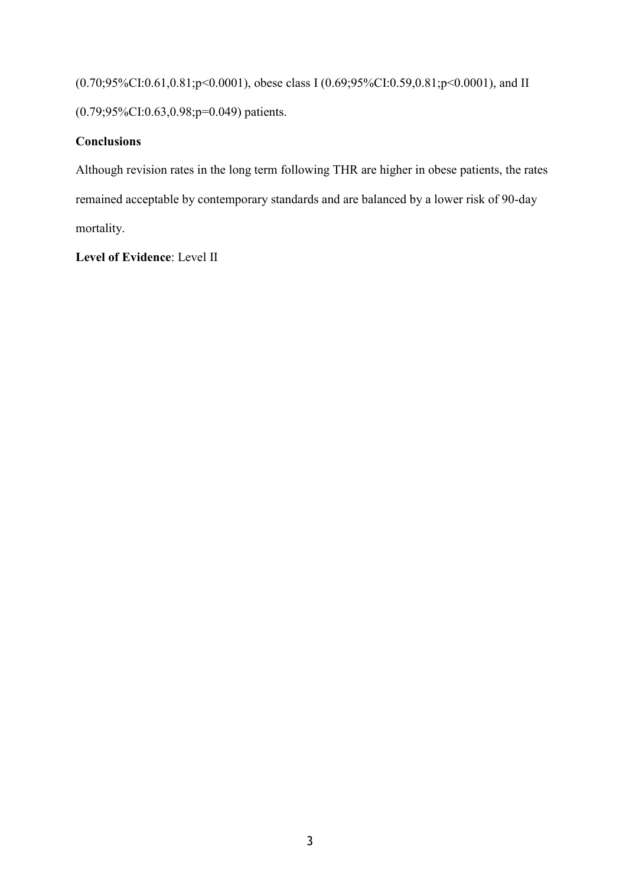(0.70;95%CI:0.61,0.81;p<0.0001), obese class I (0.69;95%CI:0.59,0.81;p<0.0001), and II (0.79;95%CI:0.63,0.98;p=0.049) patients.

**Conclusions**

Although revision rates in the long term following THR are higher in obese patients, the rates remained acceptable by contemporary standards and are balanced by a lower risk of 90-day mortality.

**Level of Evidence**: Level II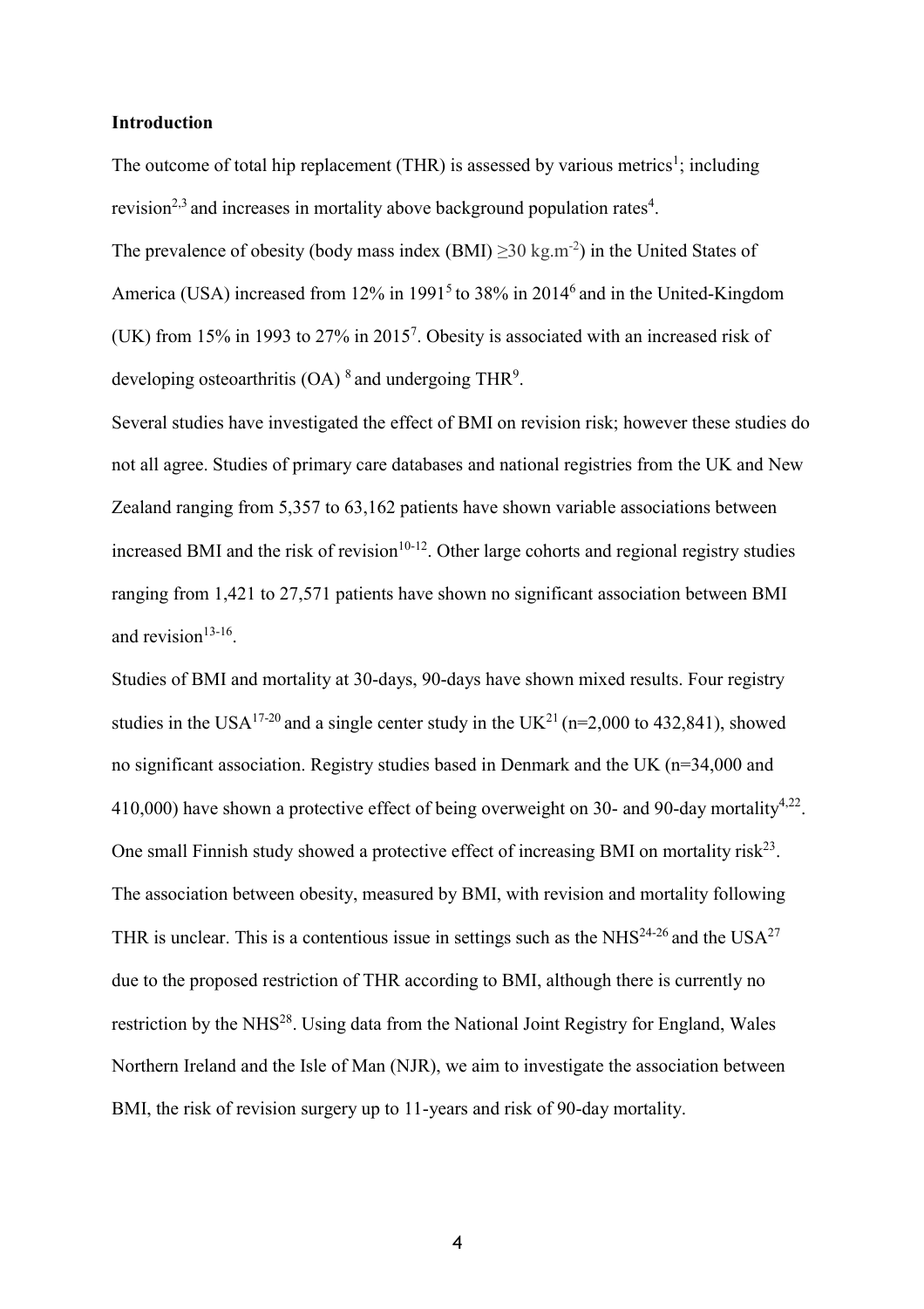**Introduction**

The outcome of total hip replacement (THR) is assessed by various metrics[1]; including revision[2,3] and increases in mortality above background population rates[4].

The prevalence of obesity (body mass index (BMI) $\geq$30 kg.m$^{-2}$) in the United States of America (USA) increased from 12% in 1991[5] to 38% in 2014[6] and in the United-Kingdom (UK) from 15% in 1993 to 27% in 2015[7]. Obesity is associated with an increased risk of developing osteoarthritis (OA)[8] and undergoing THR[9].

Several studies have investigated the effect of BMI on revision risk; however these studies do not all agree. Studies of primary care databases and national registries from the UK and New Zealand ranging from 5,357 to 63,162 patients have shown variable associations between increased BMI and the risk of revision[10-12]. Other large cohorts and regional registry studies ranging from 1,421 to 27,571 patients have shown no significant association between BMI and revision[13-16].

Studies of BMI and mortality at 30-days, 90-days have shown mixed results. Four registry studies in the USA[17-20] and a single center study in the UK[21] (n=2,000 to 432,841), showed no significant association. Registry studies based in Denmark and the UK (n=34,000 and 410,000) have shown a protective effect of being overweight on 30- and 90-day mortality[4,22]. One small Finnish study showed a protective effect of increasing BMI on mortality risk[23].

The association between obesity, measured by BMI, with revision and mortality following THR is unclear. This is a contentious issue in settings such as the NHS[24-26] and the USA[27] due to the proposed restriction of THR according to BMI, although there is currently no restriction by the NHS[28]. Using data from the National Joint Registry for England, Wales Northern Ireland and the Isle of Man (NJR), we aim to investigate the association between BMI, the risk of revision surgery up to 11-years and risk of 90-day mortality.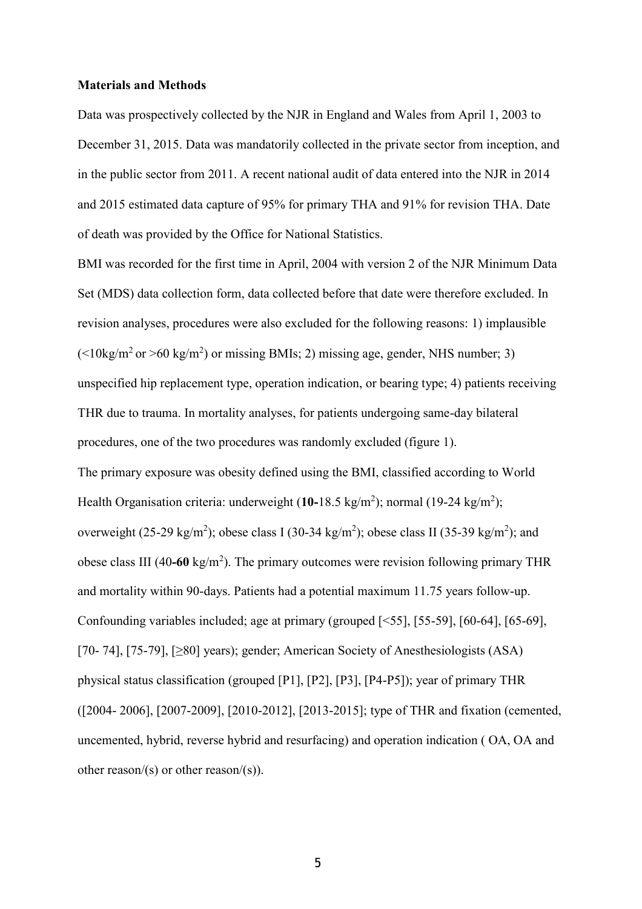**Materials and Methods**

Data was prospectively collected by the NJR in England and Wales from April 1, 2003 to December 31, 2015. Data was mandatorily collected in the private sector from inception, and in the public sector from 2011. A recent national audit of data entered into the NJR in 2014 and 2015 estimated data capture of 95% for primary THA and 91% for revision THA. Date of death was provided by the Office for National Statistics.

BMI was recorded for the first time in April, 2004 with version 2 of the NJR Minimum Data Set (MDS) data collection form, data collected before that date were therefore excluded. In revision analyses, procedures were also excluded for the following reasons: 1) implausible ($<10 kg/m^2$ or $>60$ $kg/m^2$) or missing BMIs; 2) missing age, gender, NHS number; 3) unspecified hip replacement type, operation indication, or bearing type; 4) patients receiving THR due to trauma. In mortality analyses, for patients undergoing same-day bilateral procedures, one of the two procedures was randomly excluded (figure 1).

The primary exposure was obesity defined using the BMI, classified according to World Health Organisation criteria: underweight (**10-**18.5 $kg/m^2$); normal (19-24 $kg/m^2$); overweight (25-29 $kg/m^2$); obese class I (30-34 $kg/m^2$); obese class II (35-39 $kg/m^2$); and obese class III (40**-60** $kg/m^2$). The primary outcomes were revision following primary THR and mortality within 90-days. Patients had a potential maximum 11.75 years follow-up. Confounding variables included; age at primary (grouped [<55], [55-59], [60-64], [65-69], [70- 74], [75-79], [≥80] years); gender; American Society of Anesthesiologists (ASA) physical status classification (grouped [P1], [P2], [P3], [P4-P5]); year of primary THR ([2004- 2006], [2007-2009], [2010-2012], [2013-2015]; type of THR and fixation (cemented, uncemented, hybrid, reverse hybrid and resurfacing) and operation indication ( OA, OA and other reason/(s) or other reason/(s)).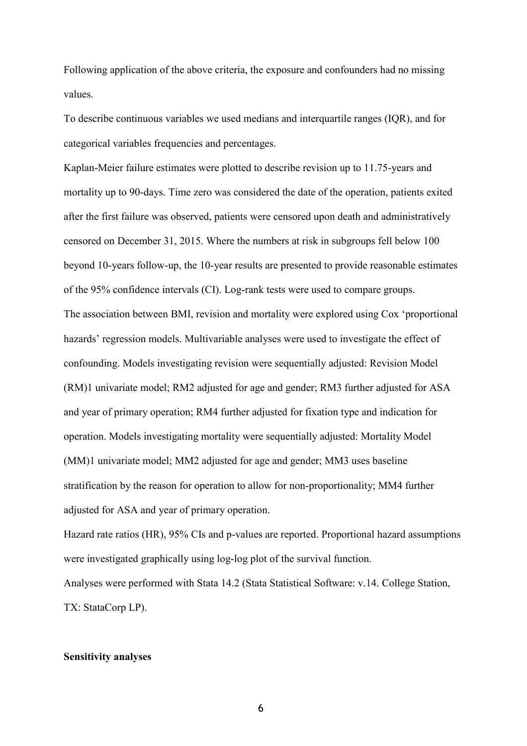Following application of the above criteria, the exposure and confounders had no missing values.

To describe continuous variables we used medians and interquartile ranges (IQR), and for categorical variables frequencies and percentages.

Kaplan-Meier failure estimates were plotted to describe revision up to 11.75-years and mortality up to 90-days. Time zero was considered the date of the operation, patients exited after the first failure was observed, patients were censored upon death and administratively censored on December 31, 2015. Where the numbers at risk in subgroups fell below 100 beyond 10-years follow-up, the 10-year results are presented to provide reasonable estimates of the 95% confidence intervals (CI). Log-rank tests were used to compare groups.

The association between BMI, revision and mortality were explored using Cox 'proportional hazards' regression models. Multivariable analyses were used to investigate the effect of confounding. Models investigating revision were sequentially adjusted: Revision Model (RM)1 univariate model; RM2 adjusted for age and gender; RM3 further adjusted for ASA and year of primary operation; RM4 further adjusted for fixation type and indication for operation. Models investigating mortality were sequentially adjusted: Mortality Model (MM)1 univariate model; MM2 adjusted for age and gender; MM3 uses baseline stratification by the reason for operation to allow for non-proportionality; MM4 further adjusted for ASA and year of primary operation.

Hazard rate ratios (HR), 95% CIs and p-values are reported. Proportional hazard assumptions were investigated graphically using log-log plot of the survival function.

Analyses were performed with Stata 14.2 (Stata Statistical Software: v.14. College Station, TX: StataCorp LP).

**Sensitivity analyses**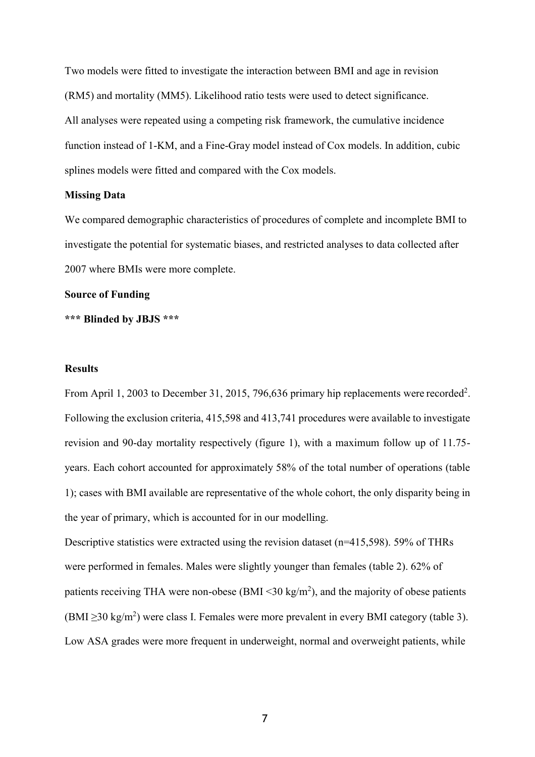Two models were fitted to investigate the interaction between BMI and age in revision (RM5) and mortality (MM5). Likelihood ratio tests were used to detect significance.

All analyses were repeated using a competing risk framework, the cumulative incidence function instead of 1-KM, and a Fine-Gray model instead of Cox models. In addition, cubic splines models were fitted and compared with the Cox models.

**Missing Data**

We compared demographic characteristics of procedures of complete and incomplete BMI to investigate the potential for systematic biases, and restricted analyses to data collected after 2007 where BMIs were more complete.

**Source of Funding**

**\*\*\* Blinded by JBJS \*\*\***

**Results**

From April 1, 2003 to December 31, 2015, 796,636 primary hip replacements were recorded[2]. Following the exclusion criteria, 415,598 and 413,741 procedures were available to investigate revision and 90-day mortality respectively (figure 1), with a maximum follow up of 11.75-years. Each cohort accounted for approximately 58% of the total number of operations (table 1); cases with BMI available are representative of the whole cohort, the only disparity being in the year of primary, which is accounted for in our modelling.

Descriptive statistics were extracted using the revision dataset (n=415,598). 59% of THRs were performed in females. Males were slightly younger than females (table 2). 62% of patients receiving THA were non-obese (BMI <30 kg/m$^2$), and the majority of obese patients (BMI ≥30 kg/m$^2$) were class I. Females were more prevalent in every BMI category (table 3). Low ASA grades were more frequent in underweight, normal and overweight patients, while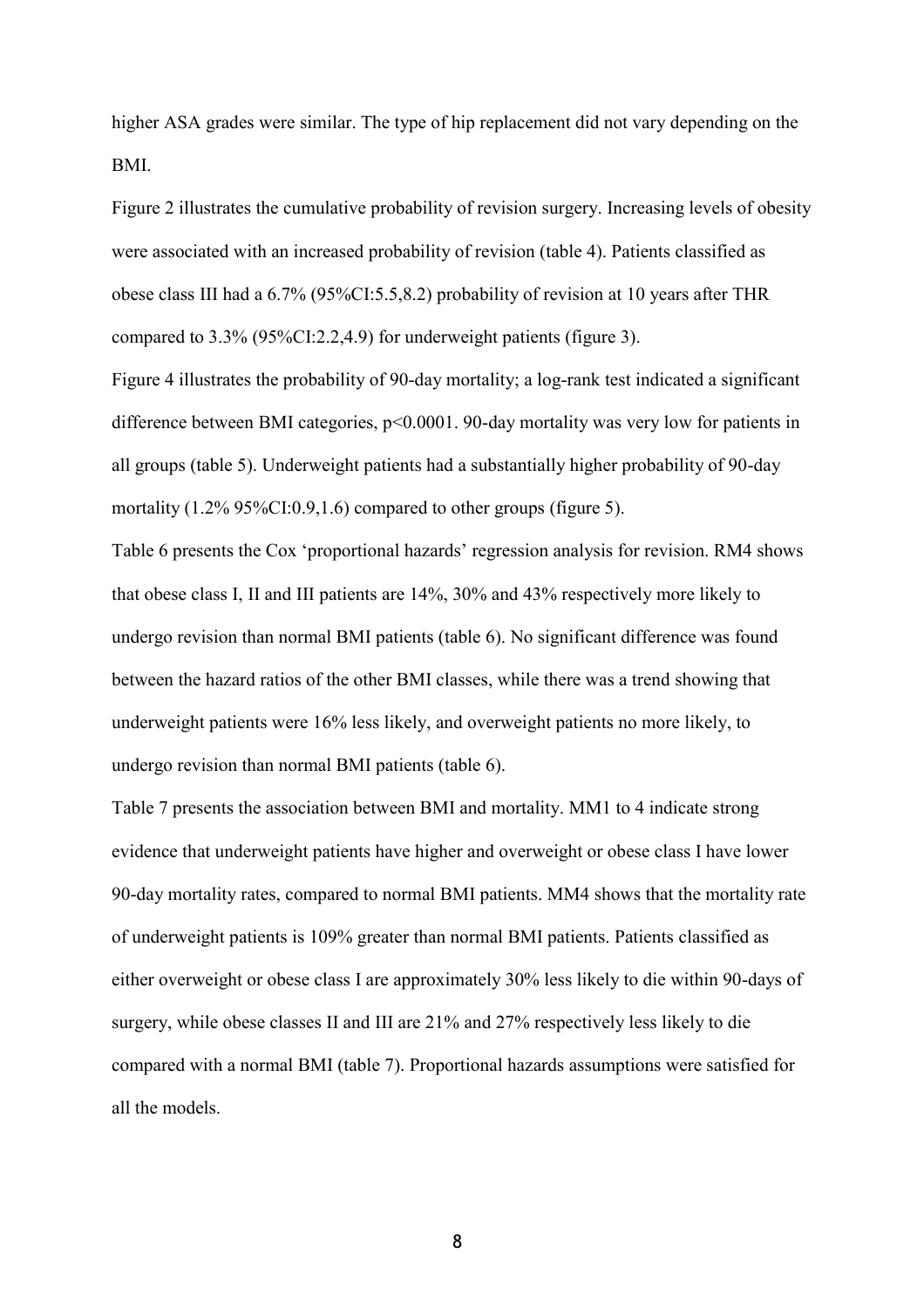higher ASA grades were similar. The type of hip replacement did not vary depending on the BMI.

Figure 2 illustrates the cumulative probability of revision surgery. Increasing levels of obesity were associated with an increased probability of revision (table 4). Patients classified as obese class III had a 6.7% (95%CI:5.5,8.2) probability of revision at 10 years after THR compared to 3.3% (95%CI:2.2,4.9) for underweight patients (figure 3).

Figure 4 illustrates the probability of 90-day mortality; a log-rank test indicated a significant difference between BMI categories, $p<0.0001$. 90-day mortality was very low for patients in all groups (table 5). Underweight patients had a substantially higher probability of 90-day mortality (1.2% 95%CI:0.9,1.6) compared to other groups (figure 5).

Table 6 presents the Cox 'proportional hazards' regression analysis for revision. RM4 shows that obese class I, II and III patients are 14%, 30% and 43% respectively more likely to undergo revision than normal BMI patients (table 6). No significant difference was found between the hazard ratios of the other BMI classes, while there was a trend showing that underweight patients were 16% less likely, and overweight patients no more likely, to undergo revision than normal BMI patients (table 6).

Table 7 presents the association between BMI and mortality. MM1 to 4 indicate strong evidence that underweight patients have higher and overweight or obese class I have lower 90-day mortality rates, compared to normal BMI patients. MM4 shows that the mortality rate of underweight patients is 109% greater than normal BMI patients. Patients classified as either overweight or obese class I are approximately 30% less likely to die within 90-days of surgery, while obese classes II and III are 21% and 27% respectively less likely to die compared with a normal BMI (table 7). Proportional hazards assumptions were satisfied for all the models.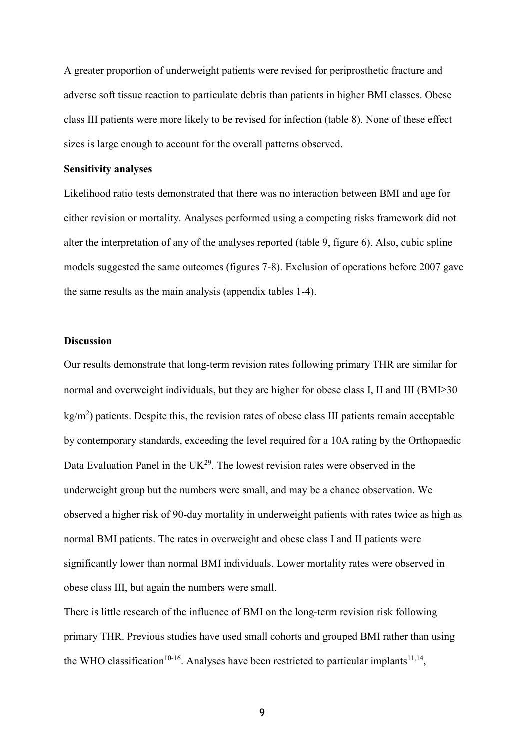A greater proportion of underweight patients were revised for periprosthetic fracture and adverse soft tissue reaction to particulate debris than patients in higher BMI classes. Obese class III patients were more likely to be revised for infection (table 8). None of these effect sizes is large enough to account for the overall patterns observed.

**Sensitivity analyses**

Likelihood ratio tests demonstrated that there was no interaction between BMI and age for either revision or mortality. Analyses performed using a competing risks framework did not alter the interpretation of any of the analyses reported (table 9, figure 6). Also, cubic spline models suggested the same outcomes (figures 7-8). Exclusion of operations before 2007 gave the same results as the main analysis (appendix tables 1-4).

**Discussion**

Our results demonstrate that long-term revision rates following primary THR are similar for normal and overweight individuals, but they are higher for obese class I, II and III (BMI≥30 $kg/m^2$) patients. Despite this, the revision rates of obese class III patients remain acceptable by contemporary standards, exceeding the level required for a 10A rating by the Orthopaedic Data Evaluation Panel in the UK[29]. The lowest revision rates were observed in the underweight group but the numbers were small, and may be a chance observation. We observed a higher risk of 90-day mortality in underweight patients with rates twice as high as normal BMI patients. The rates in overweight and obese class I and II patients were significantly lower than normal BMI individuals. Lower mortality rates were observed in obese class III, but again the numbers were small.

There is little research of the influence of BMI on the long-term revision risk following primary THR. Previous studies have used small cohorts and grouped BMI rather than using the WHO classification[10-16]. Analyses have been restricted to particular implants[11,14],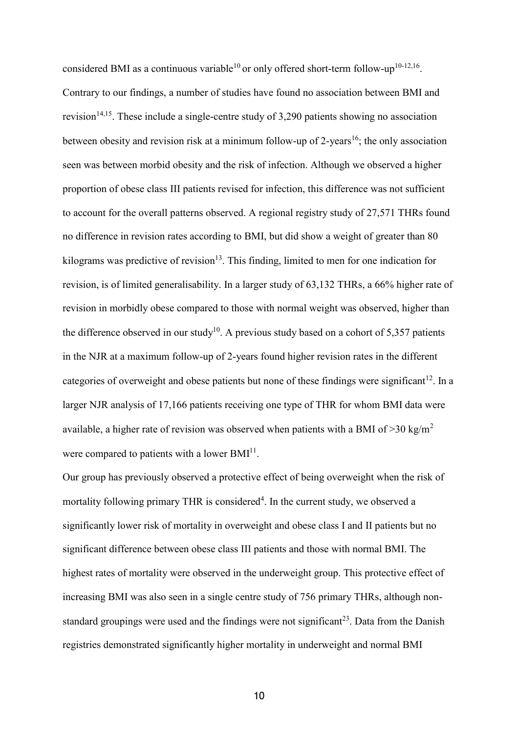considered BMI as a continuous variable[10] or only offered short-term follow-up[10-12,16]. Contrary to our findings, a number of studies have found no association between BMI and revision[14,15]. These include a single-centre study of 3,290 patients showing no association between obesity and revision risk at a minimum follow-up of 2-years[16]; the only association seen was between morbid obesity and the risk of infection. Although we observed a higher proportion of obese class III patients revised for infection, this difference was not sufficient to account for the overall patterns observed. A regional registry study of 27,571 THRs found no difference in revision rates according to BMI, but did show a weight of greater than 80 kilograms was predictive of revision[13]. This finding, limited to men for one indication for revision, is of limited generalisability. In a larger study of 63,132 THRs, a 66% higher rate of revision in morbidly obese compared to those with normal weight was observed, higher than the difference observed in our study[10]. A previous study based on a cohort of 5,357 patients in the NJR at a maximum follow-up of 2-years found higher revision rates in the different categories of overweight and obese patients but none of these findings were significant[12]. In a larger NJR analysis of 17,166 patients receiving one type of THR for whom BMI data were available, a higher rate of revision was observed when patients with a BMI of >30 kg/m$^2$ were compared to patients with a lower BMI[11].

Our group has previously observed a protective effect of being overweight when the risk of mortality following primary THR is considered[4]. In the current study, we observed a significantly lower risk of mortality in overweight and obese class I and II patients but no significant difference between obese class III patients and those with normal BMI. The highest rates of mortality were observed in the underweight group. This protective effect of increasing BMI was also seen in a single centre study of 756 primary THRs, although non-standard groupings were used and the findings were not significant[23]. Data from the Danish registries demonstrated significantly higher mortality in underweight and normal BMI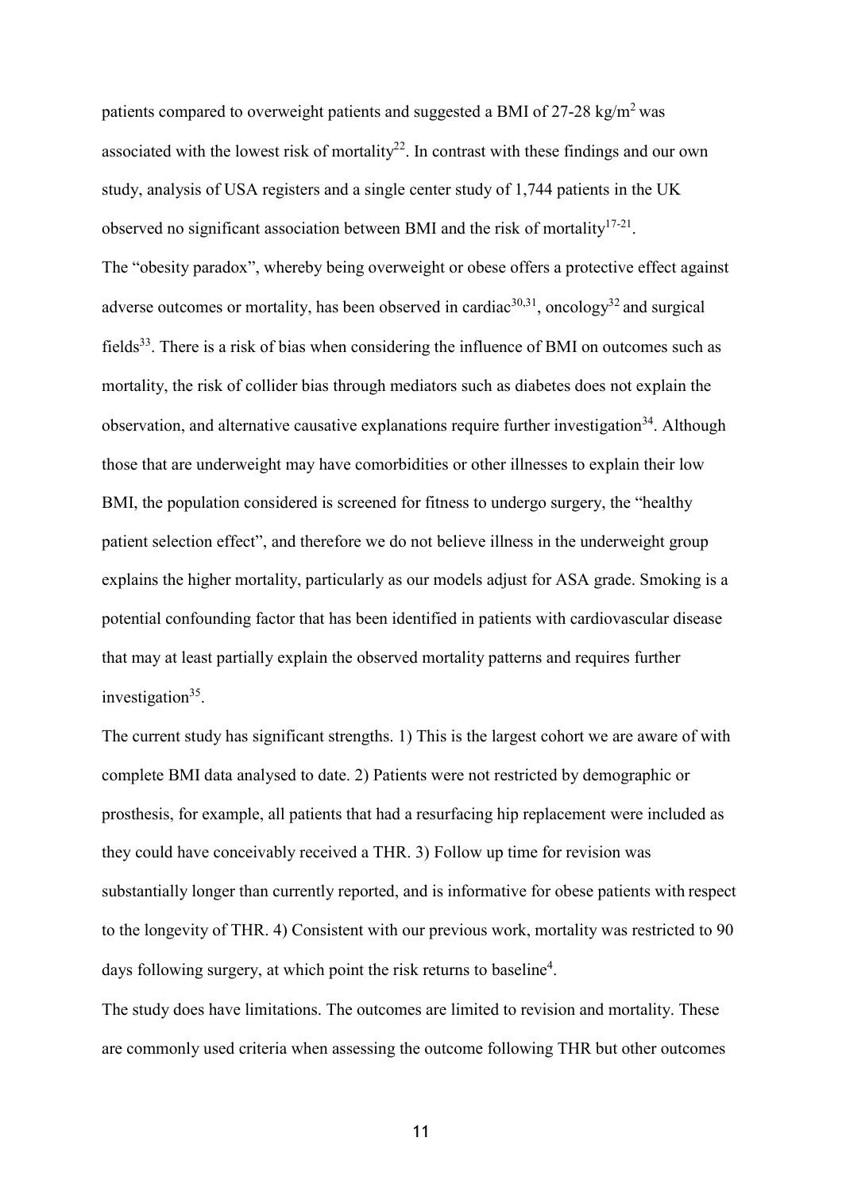patients compared to overweight patients and suggested a BMI of 27-28 kg/m$^2$ was associated with the lowest risk of mortality[22]. In contrast with these findings and our own study, analysis of USA registers and a single center study of 1,744 patients in the UK observed no significant association between BMI and the risk of mortality[17-21].

The "obesity paradox", whereby being overweight or obese offers a protective effect against adverse outcomes or mortality, has been observed in cardiac[30,31], oncology[32] and surgical fields[33]. There is a risk of bias when considering the influence of BMI on outcomes such as mortality, the risk of collider bias through mediators such as diabetes does not explain the observation, and alternative causative explanations require further investigation[34]. Although those that are underweight may have comorbidities or other illnesses to explain their low BMI, the population considered is screened for fitness to undergo surgery, the "healthy patient selection effect", and therefore we do not believe illness in the underweight group explains the higher mortality, particularly as our models adjust for ASA grade. Smoking is a potential confounding factor that has been identified in patients with cardiovascular disease that may at least partially explain the observed mortality patterns and requires further investigation[35].

The current study has significant strengths. 1) This is the largest cohort we are aware of with complete BMI data analysed to date. 2) Patients were not restricted by demographic or prosthesis, for example, all patients that had a resurfacing hip replacement were included as they could have conceivably received a THR. 3) Follow up time for revision was substantially longer than currently reported, and is informative for obese patients with respect to the longevity of THR. 4) Consistent with our previous work, mortality was restricted to 90 days following surgery, at which point the risk returns to baseline[4].

The study does have limitations. The outcomes are limited to revision and mortality. These are commonly used criteria when assessing the outcome following THR but other outcomes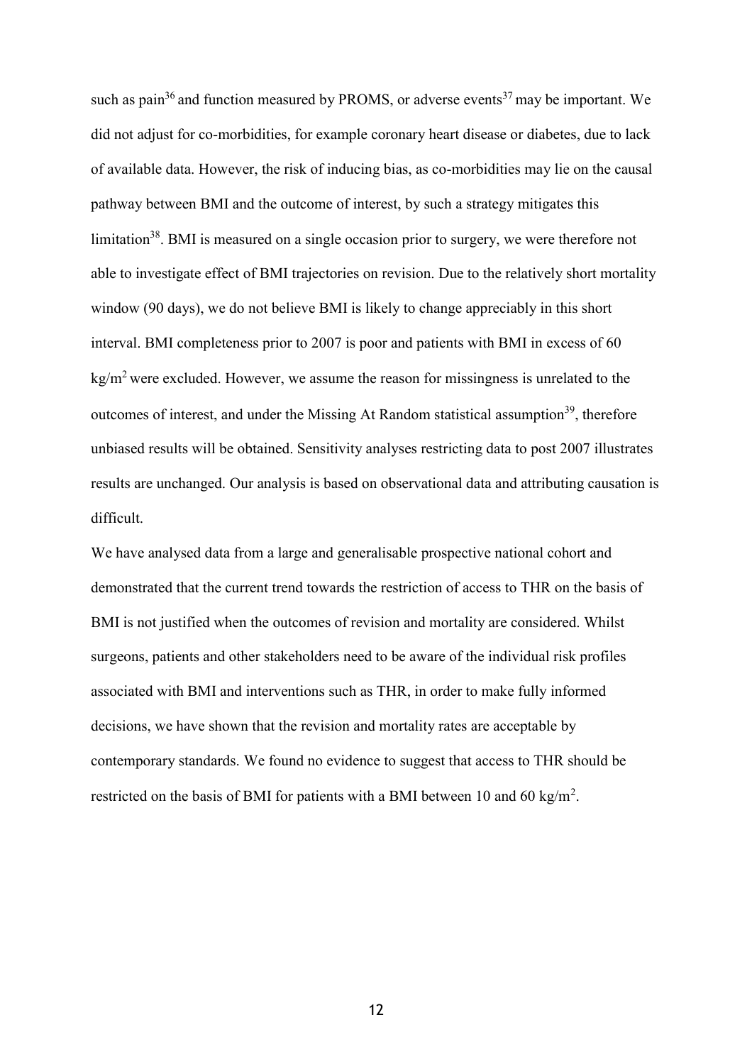such as pain[36] and function measured by PROMS, or adverse events[37] may be important. We did not adjust for co-morbidities, for example coronary heart disease or diabetes, due to lack of available data. However, the risk of inducing bias, as co-morbidities may lie on the causal pathway between BMI and the outcome of interest, by such a strategy mitigates this limitation[38]. BMI is measured on a single occasion prior to surgery, we were therefore not able to investigate effect of BMI trajectories on revision. Due to the relatively short mortality window (90 days), we do not believe BMI is likely to change appreciably in this short interval. BMI completeness prior to 2007 is poor and patients with BMI in excess of 60 $kg/m^2$ were excluded. However, we assume the reason for missingness is unrelated to the outcomes of interest, and under the Missing At Random statistical assumption[39], therefore unbiased results will be obtained. Sensitivity analyses restricting data to post 2007 illustrates results are unchanged. Our analysis is based on observational data and attributing causation is difficult.

We have analysed data from a large and generalisable prospective national cohort and demonstrated that the current trend towards the restriction of access to THR on the basis of BMI is not justified when the outcomes of revision and mortality are considered. Whilst surgeons, patients and other stakeholders need to be aware of the individual risk profiles associated with BMI and interventions such as THR, in order to make fully informed decisions, we have shown that the revision and mortality rates are acceptable by contemporary standards. We found no evidence to suggest that access to THR should be restricted on the basis of BMI for patients with a BMI between 10 and 60 $kg/m^2$.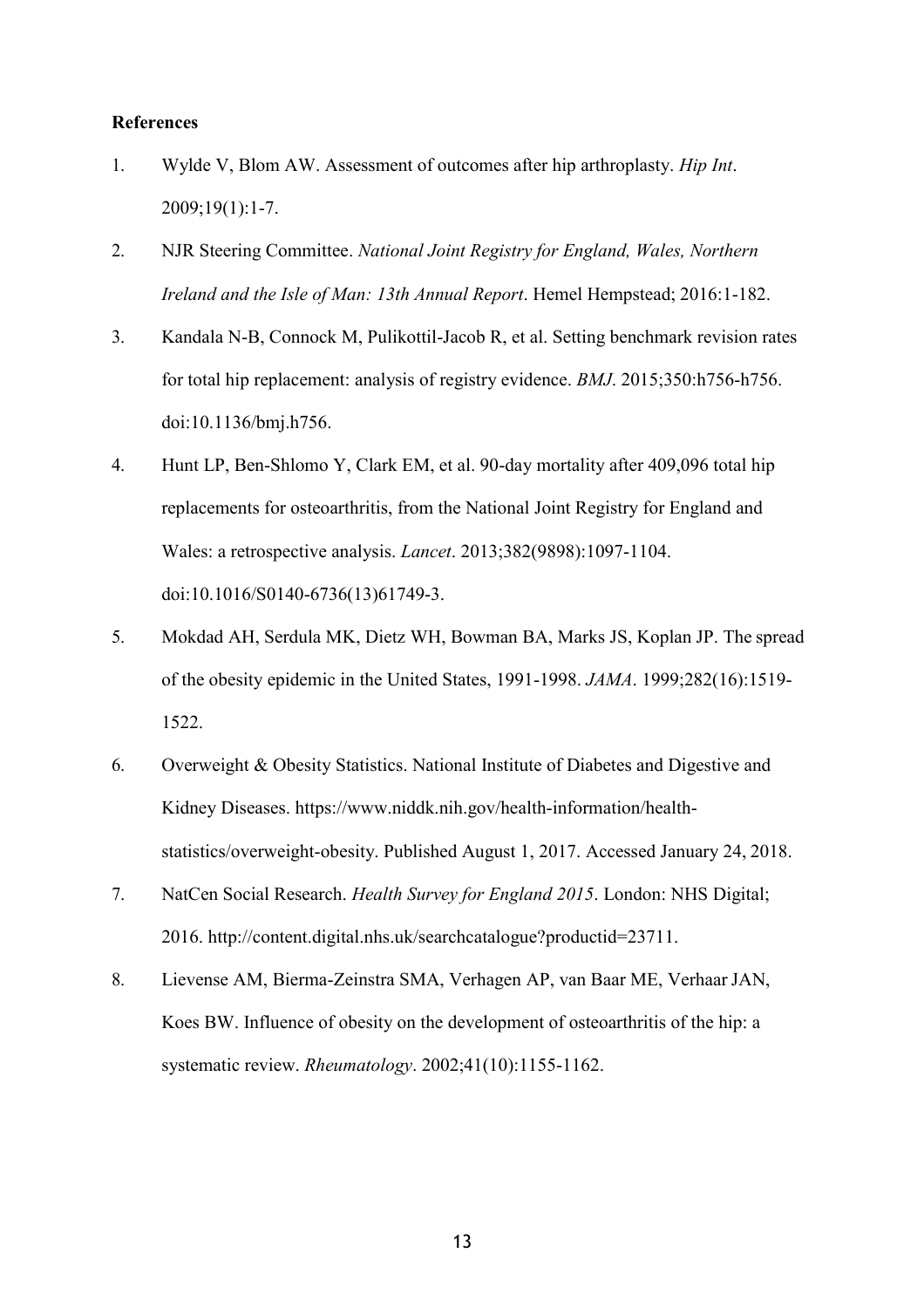**References**

1. Wylde V, Blom AW. Assessment of outcomes after hip arthroplasty. *Hip Int*. 2009;19(1):1-7.
2. NJR Steering Committee. *National Joint Registry for England, Wales, Northern Ireland and the Isle of Man: 13th Annual Report*. Hemel Hempstead; 2016:1-182.
3. Kandala N-B, Connock M, Pulikottil-Jacob R, et al. Setting benchmark revision rates for total hip replacement: analysis of registry evidence. *BMJ*. 2015;350:h756-h756. doi:10.1136/bmj.h756.
4. Hunt LP, Ben-Shlomo Y, Clark EM, et al. 90-day mortality after 409,096 total hip replacements for osteoarthritis, from the National Joint Registry for England and Wales: a retrospective analysis. *Lancet*. 2013;382(9898):1097-1104. doi:10.1016/S0140-6736(13)61749-3.
5. Mokdad AH, Serdula MK, Dietz WH, Bowman BA, Marks JS, Koplan JP. The spread of the obesity epidemic in the United States, 1991-1998. *JAMA*. 1999;282(16):1519-1522.
6. Overweight & Obesity Statistics. National Institute of Diabetes and Digestive and Kidney Diseases. https://www.niddk.nih.gov/health-information/health-statistics/overweight-obesity. Published August 1, 2017. Accessed January 24, 2018.
7. NatCen Social Research. *Health Survey for England 2015*. London: NHS Digital; 2016. http://content.digital.nhs.uk/searchcatalogue?productid=23711.
8. Lievense AM, Bierma-Zeinstra SMA, Verhagen AP, van Baar ME, Verhaar JAN, Koes BW. Influence of obesity on the development of osteoarthritis of the hip: a systematic review. *Rheumatology*. 2002;41(10):1155-1162.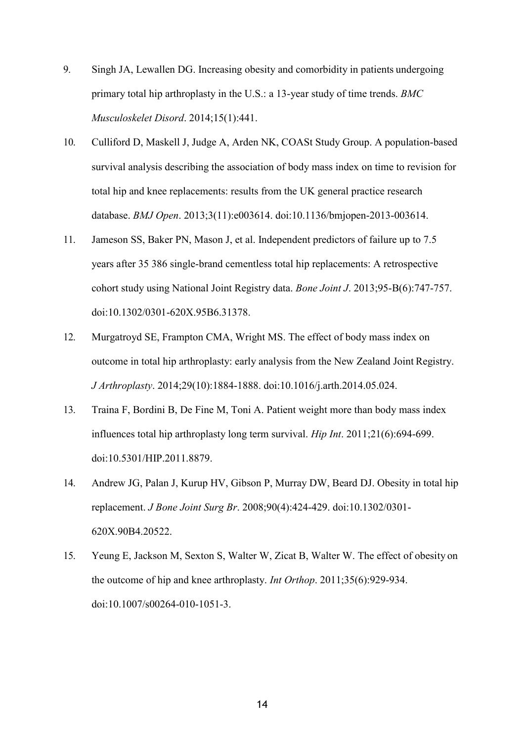9. Singh JA, Lewallen DG. Increasing obesity and comorbidity in patients undergoing primary total hip arthroplasty in the U.S.: a 13-year study of time trends. *BMC Musculoskelet Disord*. 2014;15(1):441.

10. Culliford D, Maskell J, Judge A, Arden NK, COASt Study Group. A population-based survival analysis describing the association of body mass index on time to revision for total hip and knee replacements: results from the UK general practice research database. *BMJ Open*. 2013;3(11):e003614. doi:10.1136/bmjopen-2013-003614.

11. Jameson SS, Baker PN, Mason J, et al. Independent predictors of failure up to 7.5 years after 35 386 single-brand cementless total hip replacements: A retrospective cohort study using National Joint Registry data. *Bone Joint J*. 2013;95-B(6):747-757. doi:10.1302/0301-620X.95B6.31378.

12. Murgatroyd SE, Frampton CMA, Wright MS. The effect of body mass index on outcome in total hip arthroplasty: early analysis from the New Zealand Joint Registry. *J Arthroplasty*. 2014;29(10):1884-1888. doi:10.1016/j.arth.2014.05.024.

13. Traina F, Bordini B, De Fine M, Toni A. Patient weight more than body mass index influences total hip arthroplasty long term survival. *Hip Int*. 2011;21(6):694-699. doi:10.5301/HIP.2011.8879.

14. Andrew JG, Palan J, Kurup HV, Gibson P, Murray DW, Beard DJ. Obesity in total hip replacement. *J Bone Joint Surg Br*. 2008;90(4):424-429. doi:10.1302/0301-620X.90B4.20522.

15. Yeung E, Jackson M, Sexton S, Walter W, Zicat B, Walter W. The effect of obesity on the outcome of hip and knee arthroplasty. *Int Orthop*. 2011;35(6):929-934. doi:10.1007/s00264-010-1051-3.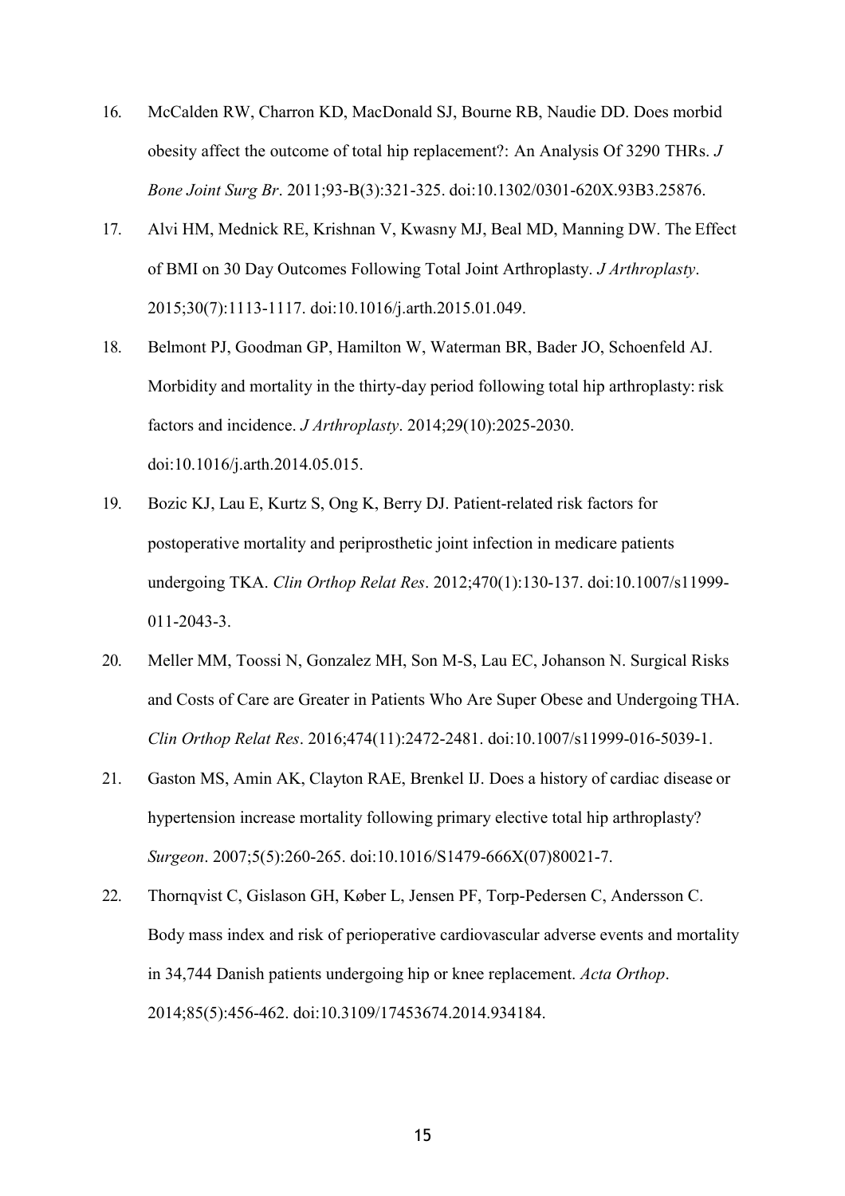16. McCalden RW, Charron KD, MacDonald SJ, Bourne RB, Naudie DD. Does morbid obesity affect the outcome of total hip replacement?: An Analysis Of 3290 THRs. *J Bone Joint Surg Br*. 2011;93-B(3):321-325. doi:10.1302/0301-620X.93B3.25876.
17. Alvi HM, Mednick RE, Krishnan V, Kwasny MJ, Beal MD, Manning DW. The Effect of BMI on 30 Day Outcomes Following Total Joint Arthroplasty. *J Arthroplasty*. 2015;30(7):1113-1117. doi:10.1016/j.arth.2015.01.049.
18. Belmont PJ, Goodman GP, Hamilton W, Waterman BR, Bader JO, Schoenfeld AJ. Morbidity and mortality in the thirty-day period following total hip arthroplasty: risk factors and incidence. *J Arthroplasty*. 2014;29(10):2025-2030. doi:10.1016/j.arth.2014.05.015.
19. Bozic KJ, Lau E, Kurtz S, Ong K, Berry DJ. Patient-related risk factors for postoperative mortality and periprosthetic joint infection in medicare patients undergoing TKA. *Clin Orthop Relat Res*. 2012;470(1):130-137. doi:10.1007/s11999-011-2043-3.
20. Meller MM, Toossi N, Gonzalez MH, Son M-S, Lau EC, Johanson N. Surgical Risks and Costs of Care are Greater in Patients Who Are Super Obese and Undergoing THA. *Clin Orthop Relat Res*. 2016;474(11):2472-2481. doi:10.1007/s11999-016-5039-1.
21. Gaston MS, Amin AK, Clayton RAE, Brenkel IJ. Does a history of cardiac disease or hypertension increase mortality following primary elective total hip arthroplasty? *Surgeon*. 2007;5(5):260-265. doi:10.1016/S1479-666X(07)80021-7.
22. Thornqvist C, Gislason GH, Køber L, Jensen PF, Torp-Pedersen C, Andersson C. Body mass index and risk of perioperative cardiovascular adverse events and mortality in 34,744 Danish patients undergoing hip or knee replacement. *Acta Orthop*. 2014;85(5):456-462. doi:10.3109/17453674.2014.934184.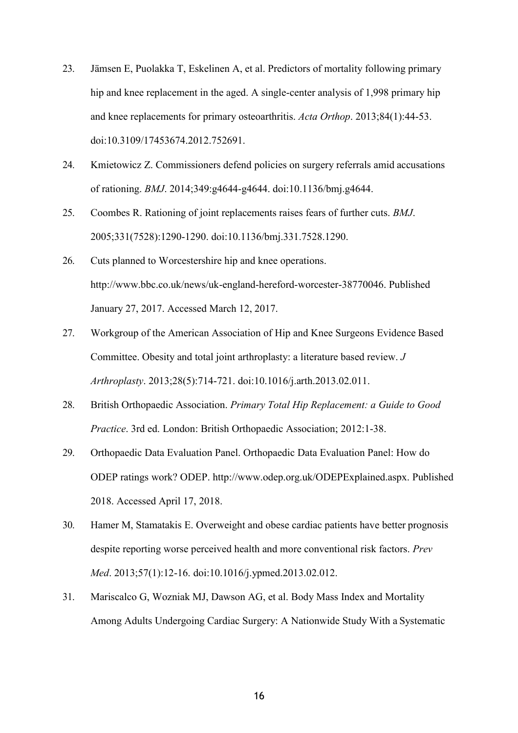23. Jämsen E, Puolakka T, Eskelinen A, et al. Predictors of mortality following primary hip and knee replacement in the aged. A single-center analysis of 1,998 primary hip and knee replacements for primary osteoarthritis. *Acta Orthop*. 2013;84(1):44-53. doi:10.3109/17453674.2012.752691.

24. Kmietowicz Z. Commissioners defend policies on surgery referrals amid accusations of rationing. *BMJ*. 2014;349:g4644-g4644. doi:10.1136/bmj.g4644.

25. Coombes R. Rationing of joint replacements raises fears of further cuts. *BMJ*. 2005;331(7528):1290-1290. doi:10.1136/bmj.331.7528.1290.

26. Cuts planned to Worcestershire hip and knee operations. http://www.bbc.co.uk/news/uk-england-hereford-worcester-38770046. Published January 27, 2017. Accessed March 12, 2017.

27. Workgroup of the American Association of Hip and Knee Surgeons Evidence Based Committee. Obesity and total joint arthroplasty: a literature based review. *J Arthroplasty*. 2013;28(5):714-721. doi:10.1016/j.arth.2013.02.011.

28. British Orthopaedic Association. *Primary Total Hip Replacement: a Guide to Good Practice*. 3rd ed. London: British Orthopaedic Association; 2012:1-38.

29. Orthopaedic Data Evaluation Panel. Orthopaedic Data Evaluation Panel: How do ODEP ratings work? ODEP. http://www.odep.org.uk/ODEPExplained.aspx. Published 2018. Accessed April 17, 2018.

30. Hamer M, Stamatakis E. Overweight and obese cardiac patients have better prognosis despite reporting worse perceived health and more conventional risk factors. *Prev Med*. 2013;57(1):12-16. doi:10.1016/j.ypmed.2013.02.012.

31. Mariscalco G, Wozniak MJ, Dawson AG, et al. Body Mass Index and Mortality Among Adults Undergoing Cardiac Surgery: A Nationwide Study With a Systematic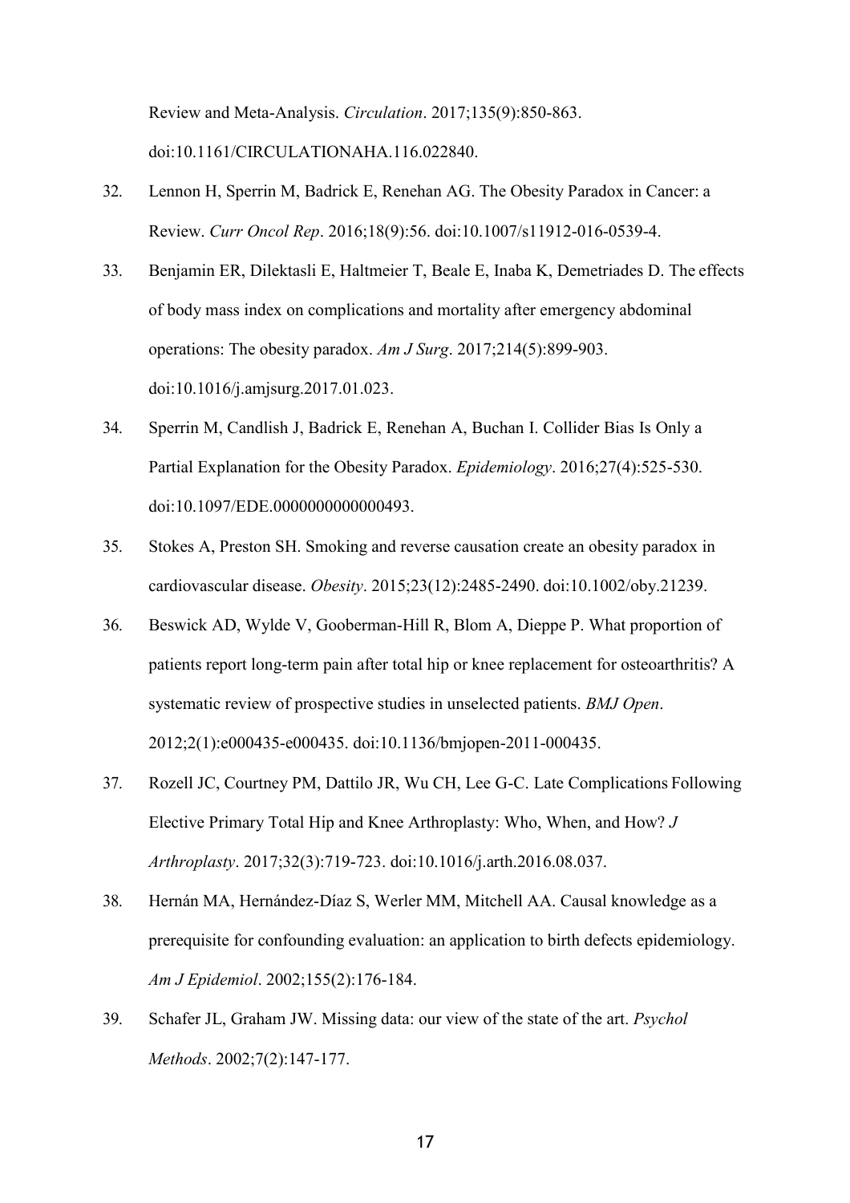Review and Meta-Analysis. *Circulation*. 2017;135(9):850-863. doi:10.1161/CIRCULATIONAHA.116.022840.

32. Lennon H, Sperrin M, Badrick E, Renehan AG. The Obesity Paradox in Cancer: a Review. *Curr Oncol Rep*. 2016;18(9):56. doi:10.1007/s11912-016-0539-4.
33. Benjamin ER, Dilektasli E, Haltmeier T, Beale E, Inaba K, Demetriades D. The effects of body mass index on complications and mortality after emergency abdominal operations: The obesity paradox. *Am J Surg*. 2017;214(5):899-903. doi:10.1016/j.amjsurg.2017.01.023.
34. Sperrin M, Candlish J, Badrick E, Renehan A, Buchan I. Collider Bias Is Only a Partial Explanation for the Obesity Paradox. *Epidemiology*. 2016;27(4):525-530. doi:10.1097/EDE.0000000000000493.
35. Stokes A, Preston SH. Smoking and reverse causation create an obesity paradox in cardiovascular disease. *Obesity*. 2015;23(12):2485-2490. doi:10.1002/oby.21239.
36. Beswick AD, Wylde V, Gooberman-Hill R, Blom A, Dieppe P. What proportion of patients report long-term pain after total hip or knee replacement for osteoarthritis? A systematic review of prospective studies in unselected patients. *BMJ Open*. 2012;2(1):e000435-e000435. doi:10.1136/bmjopen-2011-000435.
37. Rozell JC, Courtney PM, Dattilo JR, Wu CH, Lee G-C. Late Complications Following Elective Primary Total Hip and Knee Arthroplasty: Who, When, and How? *J Arthroplasty*. 2017;32(3):719-723. doi:10.1016/j.arth.2016.08.037.
38. Hernán MA, Hernández-Díaz S, Werler MM, Mitchell AA. Causal knowledge as a prerequisite for confounding evaluation: an application to birth defects epidemiology. *Am J Epidemiol*. 2002;155(2):176-184.
39. Schafer JL, Graham JW. Missing data: our view of the state of the art. *Psychol Methods*. 2002;7(2):147-177.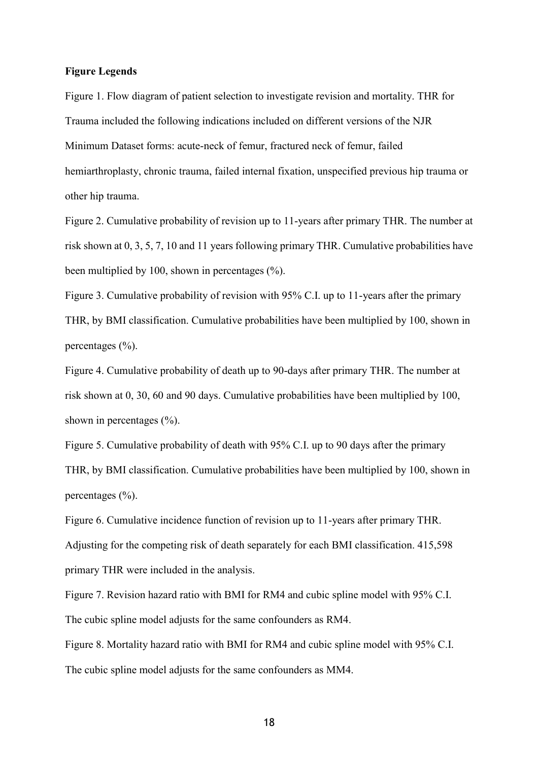**Figure Legends**

Figure 1. Flow diagram of patient selection to investigate revision and mortality. THR for Trauma included the following indications included on different versions of the NJR Minimum Dataset forms: acute-neck of femur, fractured neck of femur, failed hemiarthroplasty, chronic trauma, failed internal fixation, unspecified previous hip trauma or other hip trauma.

Figure 2. Cumulative probability of revision up to 11-years after primary THR. The number at risk shown at 0, 3, 5, 7, 10 and 11 years following primary THR. Cumulative probabilities have been multiplied by 100, shown in percentages (%).

Figure 3. Cumulative probability of revision with 95% C.I. up to 11-years after the primary THR, by BMI classification. Cumulative probabilities have been multiplied by 100, shown in percentages (%).

Figure 4. Cumulative probability of death up to 90-days after primary THR. The number at risk shown at 0, 30, 60 and 90 days. Cumulative probabilities have been multiplied by 100, shown in percentages (%).

Figure 5. Cumulative probability of death with 95% C.I. up to 90 days after the primary THR, by BMI classification. Cumulative probabilities have been multiplied by 100, shown in percentages (%).

Figure 6. Cumulative incidence function of revision up to 11-years after primary THR. Adjusting for the competing risk of death separately for each BMI classification. 415,598 primary THR were included in the analysis.

Figure 7. Revision hazard ratio with BMI for RM4 and cubic spline model with 95% C.I. The cubic spline model adjusts for the same confounders as RM4.

Figure 8. Mortality hazard ratio with BMI for RM4 and cubic spline model with 95% C.I. The cubic spline model adjusts for the same confounders as MM4.